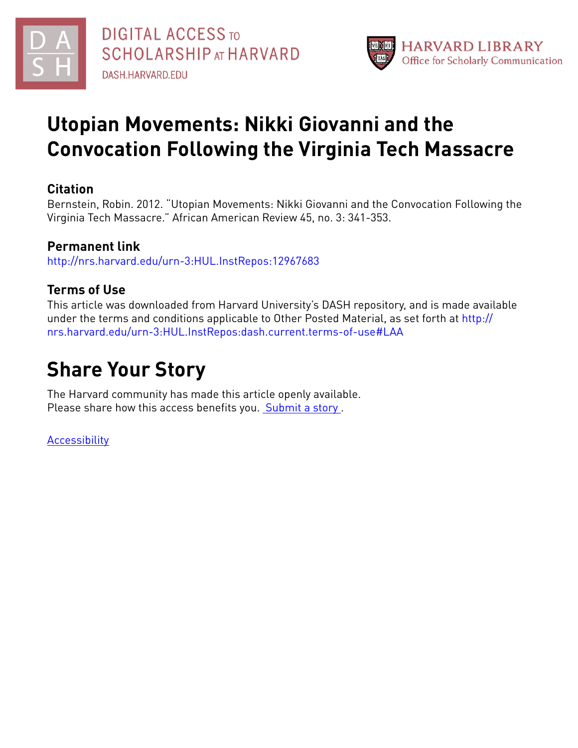DIGITAL ACCESS TO SCHOLARSHIP AT HARVARD

DASH.HARVARD.EDU

HARVARD LIBRARY
Office for Scholarly Communication

# Utopian Movements: Nikki Giovanni and the Convocation Following the Virginia Tech Massacre

## Citation

Bernstein, Robin. 2012. "Utopian Movements: Nikki Giovanni and the Convocation Following the Virginia Tech Massacre." African American Review 45, no. 3: 341-353.

## Permanent link

http://nrs.harvard.edu/urn-3:HUL.InstRepos:12967683

## Terms of Use

This article was downloaded from Harvard University's DASH repository, and is made available under the terms and conditions applicable to Other Posted Material, as set forth at http://nrs.harvard.edu/urn-3:HUL.InstRepos:dash.current.terms-of-use#LAA

# Share Your Story

The Harvard community has made this article openly available.
Please share how this access benefits you. Submit a story .

Accessibility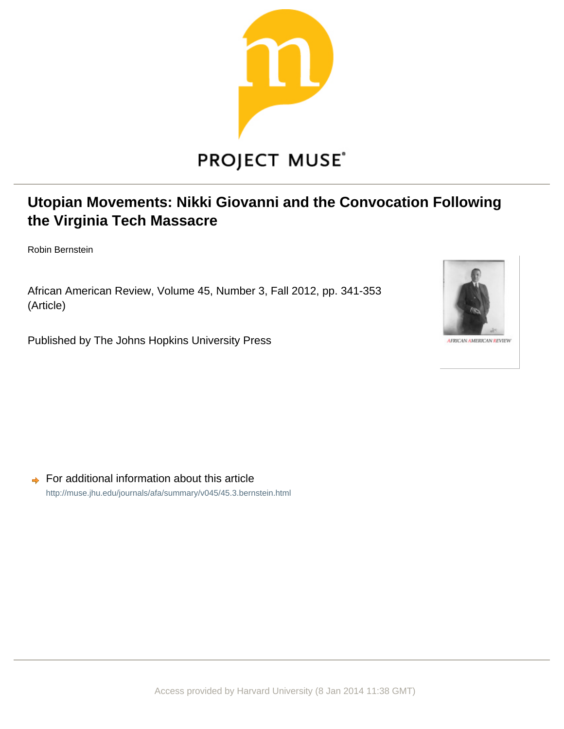# Utopian Movements: Nikki Giovanni and the Convocation Following the Virginia Tech Massacre

Robin Bernstein

African American Review, Volume 45, Number 3, Fall 2012, pp. 341-353 (Article)

Published by The Johns Hopkins University Press

For additional information about this article

http://muse.jhu.edu/journals/afa/summary/v045/45.3.bernstein.html

Access provided by Harvard University (8 Jan 2014 11:38 GMT)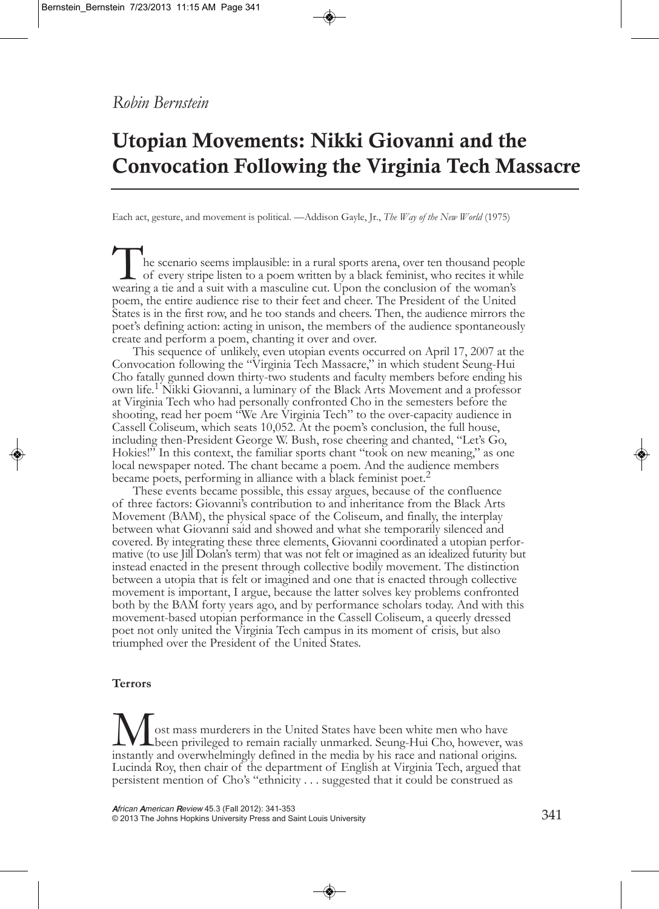*Robin Bernstein*

# Utopian Movements: Nikki Giovanni and the Convocation Following the Virginia Tech Massacre

Each act, gesture, and movement is political. —Addison Gayle, Jr., *The Way of the New World* (1975)

The scenario seems implausible: in a rural sports arena, over ten thousand people of every stripe listen to a poem written by a black feminist, who recites it while wearing a tie and a suit with a masculine cut. Upon the conclusion of the woman's poem, the entire audience rise to their feet and cheer. The President of the United States is in the first row, and he too stands and cheers. Then, the audience mirrors the poet's defining action: acting in unison, the members of the audience spontaneously create and perform a poem, chanting it over and over.

This sequence of unlikely, even utopian events occurred on April 17, 2007 at the Convocation following the "Virginia Tech Massacre," in which student Seung-Hui Cho fatally gunned down thirty-two students and faculty members before ending his own life.[1] Nikki Giovanni, a luminary of the Black Arts Movement and a professor at Virginia Tech who had personally confronted Cho in the semesters before the shooting, read her poem "We Are Virginia Tech" to the over-capacity audience in Cassell Coliseum, which seats 10,052. At the poem's conclusion, the full house, including then-President George W. Bush, rose cheering and chanted, "Let's Go, Hokies!" In this context, the familiar sports chant "took on new meaning," as one local newspaper noted. The chant became a poem. And the audience members became poets, performing in alliance with a black feminist poet.[2]

These events became possible, this essay argues, because of the confluence of three factors: Giovanni's contribution to and inheritance from the Black Arts Movement (BAM), the physical space of the Coliseum, and finally, the interplay between what Giovanni said and showed and what she temporarily silenced and covered. By integrating these three elements, Giovanni coordinated a utopian performative (to use Jill Dolan's term) that was not felt or imagined as an idealized futurity but instead enacted in the present through collective bodily movement. The distinction between a utopia that is felt or imagined and one that is enacted through collective movement is important, I argue, because the latter solves key problems confronted both by the BAM forty years ago, and by performance scholars today. And with this movement-based utopian performance in the Cassell Coliseum, a queerly dressed poet not only united the Virginia Tech campus in its moment of crisis, but also triumphed over the President of the United States.

**Terrors**

Most mass murderers in the United States have been white men who have been privileged to remain racially unmarked. Seung-Hui Cho, however, was instantly and overwhelmingly defined in the media by his race and national origins. Lucinda Roy, then chair of the department of English at Virginia Tech, argued that persistent mention of Cho's "ethnicity . . . suggested that it could be construed as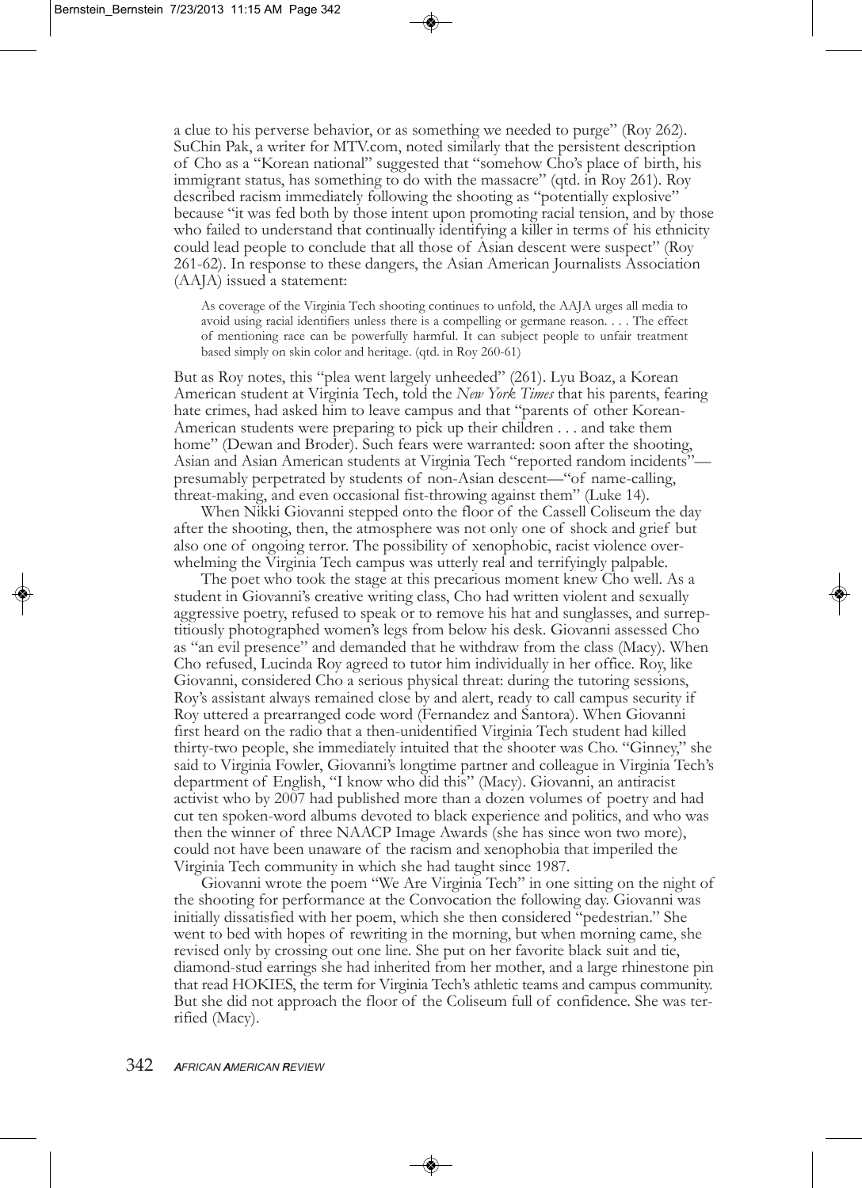a clue to his perverse behavior, or as something we needed to purge" (Roy 262). SuChin Pak, a writer for MTV.com, noted similarly that the persistent description of Cho as a "Korean national" suggested that "somehow Cho's place of birth, his immigrant status, has something to do with the massacre" (qtd. in Roy 261). Roy described racism immediately following the shooting as "potentially explosive" because "it was fed both by those intent upon promoting racial tension, and by those who failed to understand that continually identifying a killer in terms of his ethnicity could lead people to conclude that all those of Asian descent were suspect" (Roy 261-62). In response to these dangers, the Asian American Journalists Association (AAJA) issued a statement:

> As coverage of the Virginia Tech shooting continues to unfold, the AAJA urges all media to avoid using racial identifiers unless there is a compelling or germane reason. . . . The effect of mentioning race can be powerfully harmful. It can subject people to unfair treatment based simply on skin color and heritage. (qtd. in Roy 260-61)

But as Roy notes, this "plea went largely unheeded" (261). Lyu Boaz, a Korean American student at Virginia Tech, told the *New York Times* that his parents, fearing hate crimes, had asked him to leave campus and that "parents of other Korean-American students were preparing to pick up their children . . . and take them home" (Dewan and Broder). Such fears were warranted: soon after the shooting, Asian and Asian American students at Virginia Tech "reported random incidents"—presumably perpetrated by students of non-Asian descent—"of name-calling, threat-making, and even occasional fist-throwing against them" (Luke 14).

When Nikki Giovanni stepped onto the floor of the Cassell Coliseum the day after the shooting, then, the atmosphere was not only one of shock and grief but also one of ongoing terror. The possibility of xenophobic, racist violence overwhelming the Virginia Tech campus was utterly real and terrifyingly palpable.

The poet who took the stage at this precarious moment knew Cho well. As a student in Giovanni's creative writing class, Cho had written violent and sexually aggressive poetry, refused to speak or to remove his hat and sunglasses, and surreptitiously photographed women's legs from below his desk. Giovanni assessed Cho as "an evil presence" and demanded that he withdraw from the class (Macy). When Cho refused, Lucinda Roy agreed to tutor him individually in her office. Roy, like Giovanni, considered Cho a serious physical threat: during the tutoring sessions, Roy's assistant always remained close by and alert, ready to call campus security if Roy uttered a prearranged code word (Fernandez and Santora). When Giovanni first heard on the radio that a then-unidentified Virginia Tech student had killed thirty-two people, she immediately intuited that the shooter was Cho. "Ginney," she said to Virginia Fowler, Giovanni's longtime partner and colleague in Virginia Tech's department of English, "I know who did this" (Macy). Giovanni, an antiracist activist who by 2007 had published more than a dozen volumes of poetry and had cut ten spoken-word albums devoted to black experience and politics, and who was then the winner of three NAACP Image Awards (she has since won two more), could not have been unaware of the racism and xenophobia that imperiled the Virginia Tech community in which she had taught since 1987.

Giovanni wrote the poem "We Are Virginia Tech" in one sitting on the night of the shooting for performance at the Convocation the following day. Giovanni was initially dissatisfied with her poem, which she then considered "pedestrian." She went to bed with hopes of rewriting in the morning, but when morning came, she revised only by crossing out one line. She put on her favorite black suit and tie, diamond-stud earrings she had inherited from her mother, and a large rhinestone pin that read HOKIES, the term for Virginia Tech's athletic teams and campus community. But she did not approach the floor of the Coliseum full of confidence. She was terrified (Macy).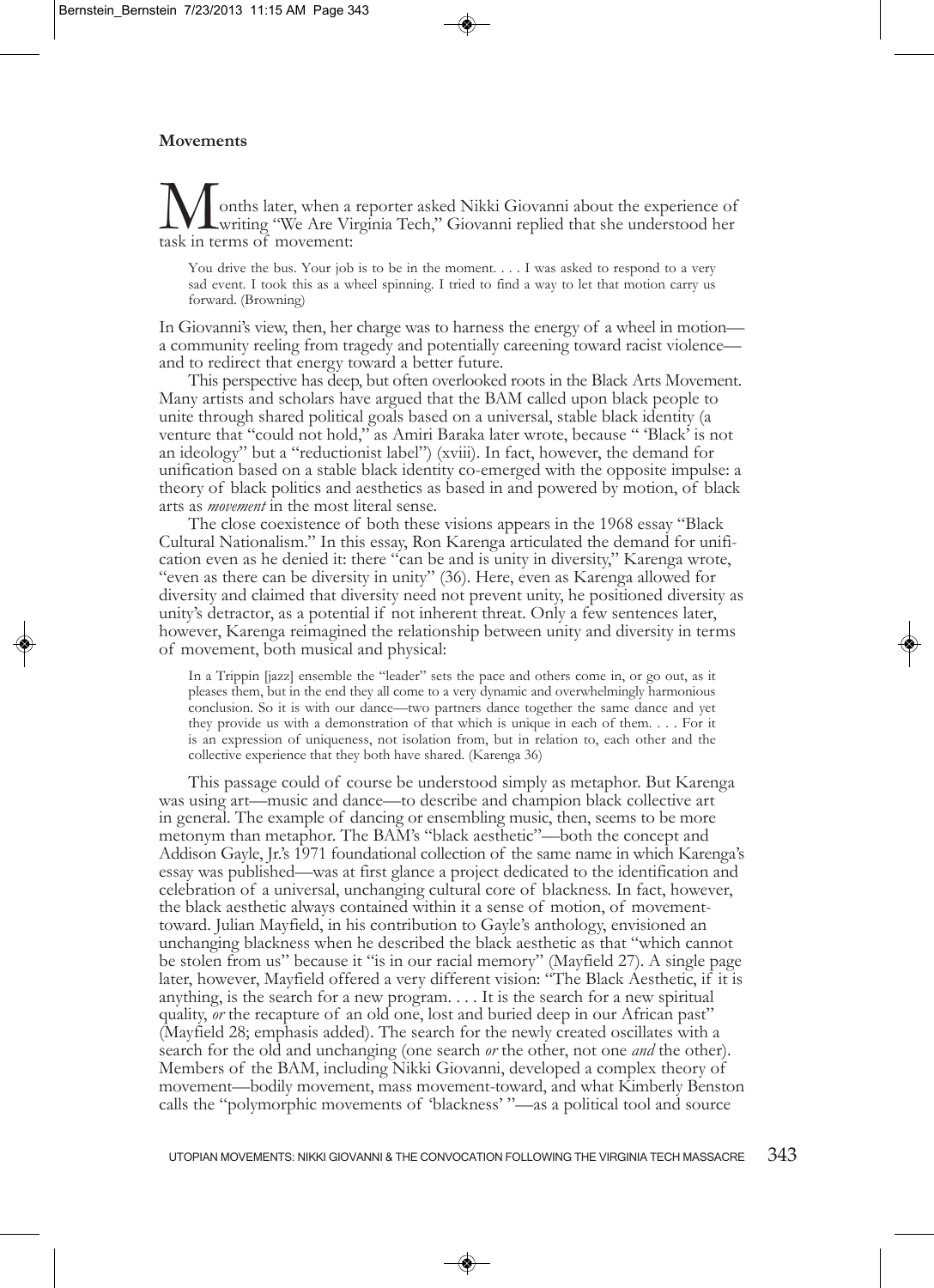**Movements**

Months later, when a reporter asked Nikki Giovanni about the experience of writing "We Are Virginia Tech," Giovanni replied that she understood her task in terms of movement:

> You drive the bus. Your job is to be in the moment. . . . I was asked to respond to a very sad event. I took this as a wheel spinning. I tried to find a way to let that motion carry us forward. (Browning)

In Giovanni's view, then, her charge was to harness the energy of a wheel in motion—a community reeling from tragedy and potentially careening toward racist violence—and to redirect that energy toward a better future.

This perspective has deep, but often overlooked roots in the Black Arts Movement. Many artists and scholars have argued that the BAM called upon black people to unite through shared political goals based on a universal, stable black identity (a venture that "could not hold," as Amiri Baraka later wrote, because " 'Black' is not an ideology" but a "reductionist label") (xviii). In fact, however, the demand for unification based on a stable black identity co-emerged with the opposite impulse: a theory of black politics and aesthetics as based in and powered by motion, of black arts as *movement* in the most literal sense.

The close coexistence of both these visions appears in the 1968 essay "Black Cultural Nationalism." In this essay, Ron Karenga articulated the demand for unification even as he denied it: there "can be and is unity in diversity," Karenga wrote, "even as there can be diversity in unity" (36). Here, even as Karenga allowed for diversity and claimed that diversity need not prevent unity, he positioned diversity as unity's detractor, as a potential if not inherent threat. Only a few sentences later, however, Karenga reimagined the relationship between unity and diversity in terms of movement, both musical and physical:

> In a Trippin [jazz] ensemble the "leader" sets the pace and others come in, or go out, as it pleases them, but in the end they all come to a very dynamic and overwhelmingly harmonious conclusion. So it is with our dance—two partners dance together the same dance and yet they provide us with a demonstration of that which is unique in each of them. . . . For it is an expression of uniqueness, not isolation from, but in relation to, each other and the collective experience that they both have shared. (Karenga 36)

This passage could of course be understood simply as metaphor. But Karenga was using art—music and dance—to describe and champion black collective art in general. The example of dancing or ensembling music, then, seems to be more metonym than metaphor. The BAM's "black aesthetic"—both the concept and Addison Gayle, Jr.'s 1971 foundational collection of the same name in which Karenga's essay was published—was at first glance a project dedicated to the identification and celebration of a universal, unchanging cultural core of blackness. In fact, however, the black aesthetic always contained within it a sense of motion, of movement-toward. Julian Mayfield, in his contribution to Gayle's anthology, envisioned an unchanging blackness when he described the black aesthetic as that "which cannot be stolen from us" because it "is in our racial memory" (Mayfield 27). A single page later, however, Mayfield offered a very different vision: "The Black Aesthetic, if it is anything, is the search for a new program. . . . It is the search for a new spiritual quality, *or* the recapture of an old one, lost and buried deep in our African past" (Mayfield 28; emphasis added). The search for the newly created oscillates with a search for the old and unchanging (one search *or* the other, not one *and* the other). Members of the BAM, including Nikki Giovanni, developed a complex theory of movement—bodily movement, mass movement-toward, and what Kimberly Benston calls the "polymorphic movements of 'blackness' "—as a political tool and source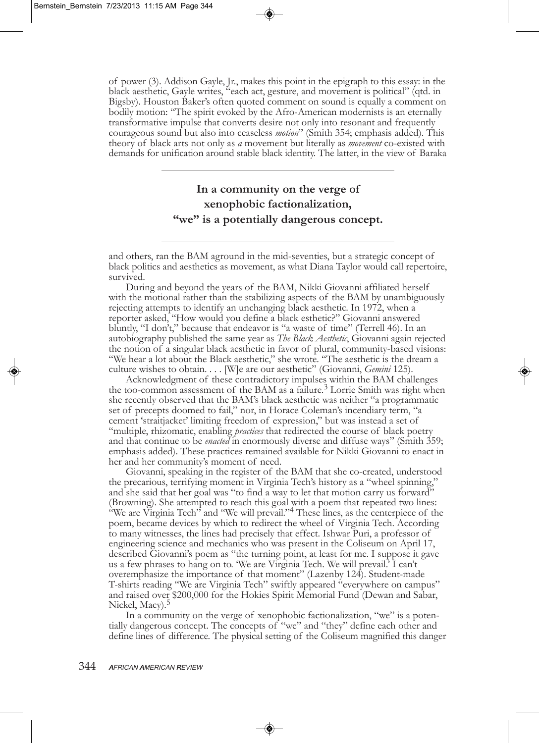of power (3). Addison Gayle, Jr., makes this point in the epigraph to this essay: in the black aesthetic, Gayle writes, "each act, gesture, and movement is political" (qtd. in Bigsby). Houston Baker's often quoted comment on sound is equally a comment on bodily motion: "The spirit evoked by the Afro-American modernists is an eternally transformative impulse that converts desire not only into resonant and frequently courageous sound but also into ceaseless *motion*" (Smith 354; emphasis added). This theory of black arts not only as *a* movement but literally as *movement* co-existed with demands for unification around stable black identity. The latter, in the view of Baraka and others, ran the BAM aground in the mid-seventies, but a strategic concept of black politics and aesthetics as movement, as what Diana Taylor would call repertoire, survived.

**In a community on the verge of xenophobic factionalization, "we" is a potentially dangerous concept.**

During and beyond the years of the BAM, Nikki Giovanni affiliated herself with the motional rather than the stabilizing aspects of the BAM by unambiguously rejecting attempts to identify an unchanging black aesthetic. In 1972, when a reporter asked, "How would you define a black esthetic?" Giovanni answered bluntly, "I don't," because that endeavor is "a waste of time" (Terrell 46). In an autobiography published the same year as *The Black Aesthetic*, Giovanni again rejected the notion of a singular black aesthetic in favor of plural, community-based visions: "We hear a lot about the Black aesthetic," she wrote. "The aesthetic is the dream a culture wishes to obtain. . . . [W]e are our aesthetic" (Giovanni, *Gemini* 125).

Acknowledgment of these contradictory impulses within the BAM challenges the too-common assessment of the BAM as a failure.[3] Lorrie Smith was right when she recently observed that the BAM's black aesthetic was neither "a programmatic set of precepts doomed to fail," nor, in Horace Coleman's incendiary term, "a cement 'straitjacket' limiting freedom of expression," but was instead a set of "multiple, rhizomatic, enabling *practices* that redirected the course of black poetry and that continue to be *enacted* in enormously diverse and diffuse ways" (Smith 359; emphasis added). These practices remained available for Nikki Giovanni to enact in her and her community's moment of need.

Giovanni, speaking in the register of the BAM that she co-created, understood the precarious, terrifying moment in Virginia Tech's history as a "wheel spinning," and she said that her goal was "to find a way to let that motion carry us forward" (Browning). She attempted to reach this goal with a poem that repeated two lines: "We are Virginia Tech" and "We will prevail."[4] These lines, as the centerpiece of the poem, became devices by which to redirect the wheel of Virginia Tech. According to many witnesses, the lines had precisely that effect. Ishwar Puri, a professor of engineering science and mechanics who was present in the Coliseum on April 17, described Giovanni's poem as "the turning point, at least for me. I suppose it gave us a few phrases to hang on to. 'We are Virginia Tech. We will prevail.' I can't overemphasize the importance of that moment" (Lazenby 124). Student-made T-shirts reading "We are Virginia Tech" swiftly appeared "everywhere on campus" and raised over $200,000 for the Hokies Spirit Memorial Fund (Dewan and Sabar, Nickel, Macy).[5]

In a community on the verge of xenophobic factionalization, "we" is a potentially dangerous concept. The concepts of "we" and "they" define each other and define lines of difference. The physical setting of the Coliseum magnified this danger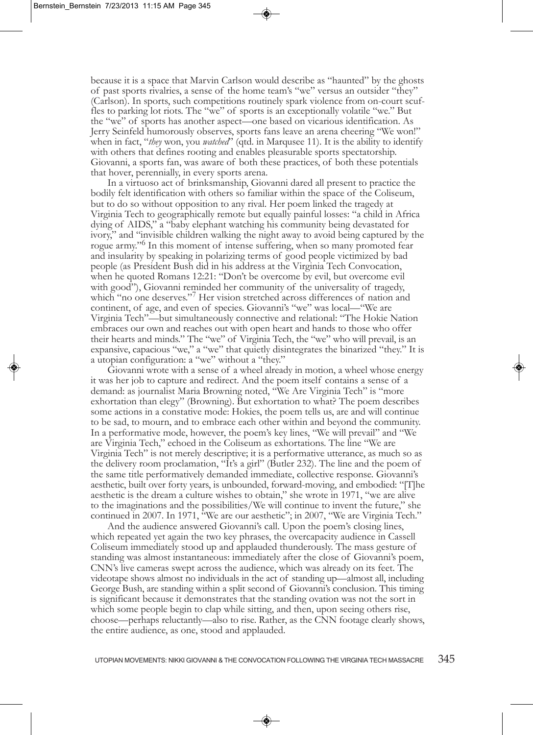because it is a space that Marvin Carlson would describe as "haunted" by the ghosts of past sports rivalries, a sense of the home team's "we" versus an outsider "they" (Carlson). In sports, such competitions routinely spark violence from on-court scuffles to parking lot riots. The "we" of sports is an exceptionally volatile "we." But the "we" of sports has another aspect—one based on vicarious identification. As Jerry Seinfeld humorously observes, sports fans leave an arena cheering "We won!" when in fact, "*they* won, you *watched*" (qtd. in Marqusee 11). It is the ability to identify with others that defines rooting and enables pleasurable sports spectatorship. Giovanni, a sports fan, was aware of both these practices, of both these potentials that hover, perennially, in every sports arena.

In a virtuoso act of brinksmanship, Giovanni dared all present to practice the bodily felt identification with others so familiar within the space of the Coliseum, but to do so without opposition to any rival. Her poem linked the tragedy at Virginia Tech to geographically remote but equally painful losses: "a child in Africa dying of AIDS," a "baby elephant watching his community being devastated for ivory," and "invisible children walking the night away to avoid being captured by the rogue army."[6] In this moment of intense suffering, when so many promoted fear and insularity by speaking in polarizing terms of good people victimized by bad people (as President Bush did in his address at the Virginia Tech Convocation, when he quoted Romans 12:21: "Don't be overcome by evil, but overcome evil with good"), Giovanni reminded her community of the universality of tragedy, which "no one deserves."[7] Her vision stretched across differences of nation and continent, of age, and even of species. Giovanni's "we" was local—"We are Virginia Tech"—but simultaneously connective and relational: "The Hokie Nation embraces our own and reaches out with open heart and hands to those who offer their hearts and minds." The "we" of Virginia Tech, the "we" who will prevail, is an expansive, capacious "we," a "we" that quietly disintegrates the binarized "they." It is a utopian configuration: a "we" without a "they."

Giovanni wrote with a sense of a wheel already in motion, a wheel whose energy it was her job to capture and redirect. And the poem itself contains a sense of a demand: as journalist Maria Browning noted, "We Are Virginia Tech" is "more exhortation than elegy" (Browning). But exhortation to what? The poem describes some actions in a constative mode: Hokies, the poem tells us, are and will continue to be sad, to mourn, and to embrace each other within and beyond the community. In a performative mode, however, the poem's key lines, "We will prevail" and "We are Virginia Tech," echoed in the Coliseum as exhortations. The line "We are Virginia Tech" is not merely descriptive; it is a performative utterance, as much so as the delivery room proclamation, "It's a girl" (Butler 232). The line and the poem of the same title performatively demanded immediate, collective response. Giovanni's aesthetic, built over forty years, is unbounded, forward-moving, and embodied: "[T]he aesthetic is the dream a culture wishes to obtain," she wrote in 1971, "we are alive to the imaginations and the possibilities/We will continue to invent the future," she continued in 2007. In 1971, "We are our aesthetic"; in 2007, "We are Virginia Tech."

And the audience answered Giovanni's call. Upon the poem's closing lines, which repeated yet again the two key phrases, the overcapacity audience in Cassell Coliseum immediately stood up and applauded thunderously. The mass gesture of standing was almost instantaneous: immediately after the close of Giovanni's poem, CNN's live cameras swept across the audience, which was already on its feet. The videotape shows almost no individuals in the act of standing up—almost all, including George Bush, are standing within a split second of Giovanni's conclusion. This timing is significant because it demonstrates that the standing ovation was not the sort in which some people begin to clap while sitting, and then, upon seeing others rise, choose—perhaps reluctantly—also to rise. Rather, as the CNN footage clearly shows, the entire audience, as one, stood and applauded.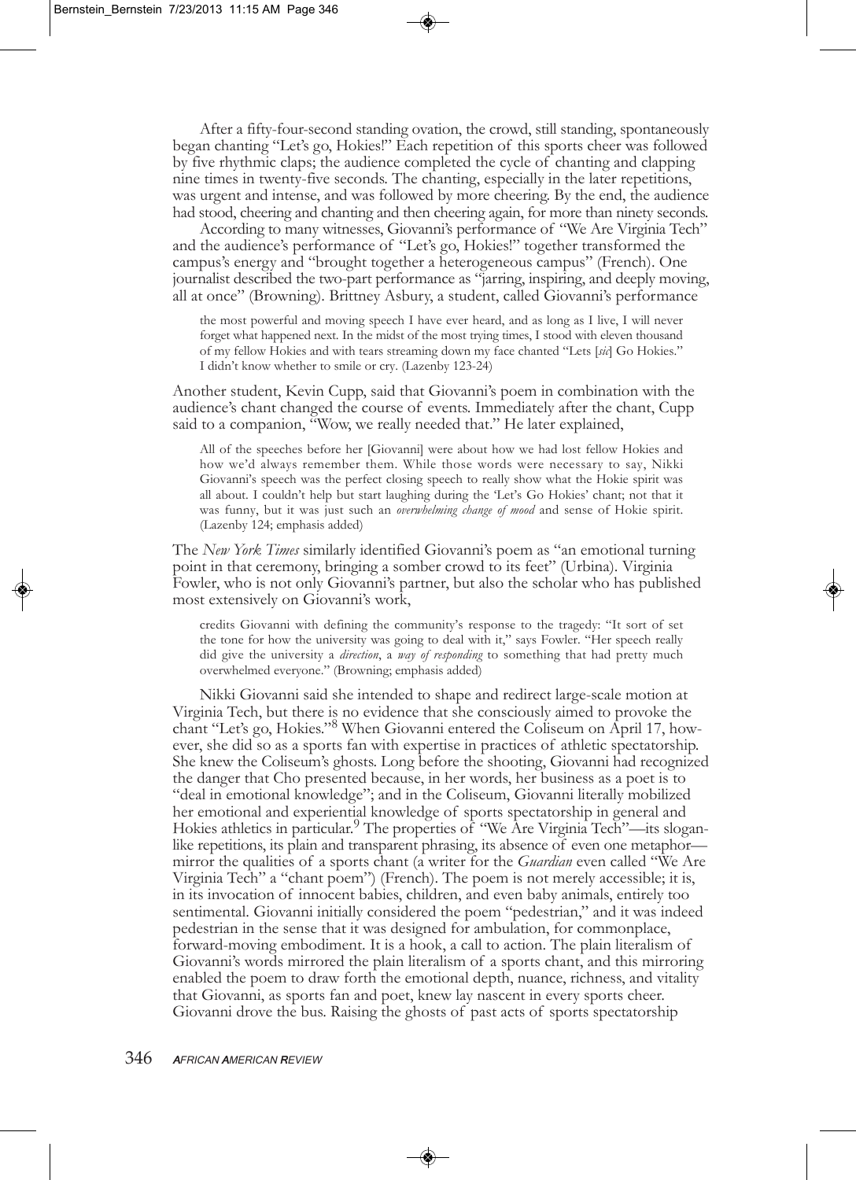After a fifty-four-second standing ovation, the crowd, still standing, spontaneously began chanting "Let's go, Hokies!" Each repetition of this sports cheer was followed by five rhythmic claps; the audience completed the cycle of chanting and clapping nine times in twenty-five seconds. The chanting, especially in the later repetitions, was urgent and intense, and was followed by more cheering. By the end, the audience had stood, cheering and chanting and then cheering again, for more than ninety seconds.

According to many witnesses, Giovanni's performance of "We Are Virginia Tech" and the audience's performance of "Let's go, Hokies!" together transformed the campus's energy and "brought together a heterogeneous campus" (French). One journalist described the two-part performance as "jarring, inspiring, and deeply moving, all at once" (Browning). Brittney Asbury, a student, called Giovanni's performance

> the most powerful and moving speech I have ever heard, and as long as I live, I will never forget what happened next. In the midst of the most trying times, I stood with eleven thousand of my fellow Hokies and with tears streaming down my face chanted "Lets [*sic*] Go Hokies." I didn't know whether to smile or cry. (Lazenby 123-24)

Another student, Kevin Cupp, said that Giovanni's poem in combination with the audience's chant changed the course of events. Immediately after the chant, Cupp said to a companion, "Wow, we really needed that." He later explained,

> All of the speeches before her [Giovanni] were about how we had lost fellow Hokies and how we'd always remember them. While those words were necessary to say, Nikki Giovanni's speech was the perfect closing speech to really show what the Hokie spirit was all about. I couldn't help but start laughing during the 'Let's Go Hokies' chant; not that it was funny, but it was just such an *overwhelming change of mood* and sense of Hokie spirit. (Lazenby 124; emphasis added)

The *New York Times* similarly identified Giovanni's poem as "an emotional turning point in that ceremony, bringing a somber crowd to its feet" (Urbina). Virginia Fowler, who is not only Giovanni's partner, but also the scholar who has published most extensively on Giovanni's work,

> credits Giovanni with defining the community's response to the tragedy: "It sort of set the tone for how the university was going to deal with it," says Fowler. "Her speech really did give the university a *direction*, a *way of responding* to something that had pretty much overwhelmed everyone." (Browning; emphasis added)

Nikki Giovanni said she intended to shape and redirect large-scale motion at Virginia Tech, but there is no evidence that she consciously aimed to provoke the chant "Let's go, Hokies."[8] When Giovanni entered the Coliseum on April 17, however, she did so as a sports fan with expertise in practices of athletic spectatorship. She knew the Coliseum's ghosts. Long before the shooting, Giovanni had recognized the danger that Cho presented because, in her words, her business as a poet is to "deal in emotional knowledge"; and in the Coliseum, Giovanni literally mobilized her emotional and experiential knowledge of sports spectatorship in general and Hokies athletics in particular.[9] The properties of "We Are Virginia Tech"—its slogan-like repetitions, its plain and transparent phrasing, its absence of even one metaphor—mirror the qualities of a sports chant (a writer for the *Guardian* even called "We Are Virginia Tech" a "chant poem") (French). The poem is not merely accessible; it is, in its invocation of innocent babies, children, and even baby animals, entirely too sentimental. Giovanni initially considered the poem "pedestrian," and it was indeed pedestrian in the sense that it was designed for ambulation, for commonplace, forward-moving embodiment. It is a hook, a call to action. The plain literalism of Giovanni's words mirrored the plain literalism of a sports chant, and this mirroring enabled the poem to draw forth the emotional depth, nuance, richness, and vitality that Giovanni, as sports fan and poet, knew lay nascent in every sports cheer. Giovanni drove the bus. Raising the ghosts of past acts of sports spectatorship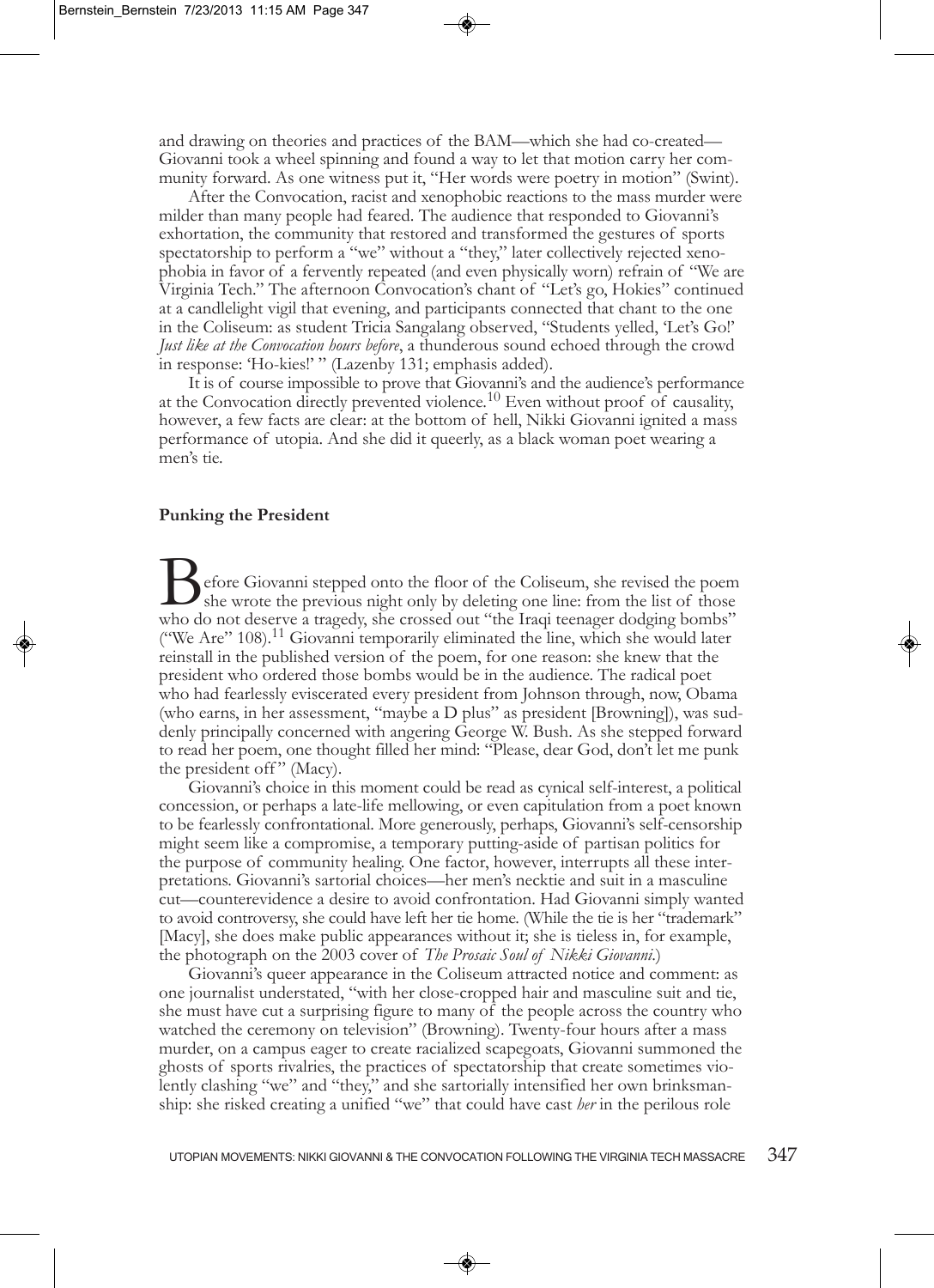and drawing on theories and practices of the BAM—which she had co-created—Giovanni took a wheel spinning and found a way to let that motion carry her community forward. As one witness put it, "Her words were poetry in motion" (Swint).

After the Convocation, racist and xenophobic reactions to the mass murder were milder than many people had feared. The audience that responded to Giovanni's exhortation, the community that restored and transformed the gestures of sports spectatorship to perform a "we" without a "they," later collectively rejected xenophobia in favor of a fervently repeated (and even physically worn) refrain of "We are Virginia Tech." The afternoon Convocation's chant of "Let's go, Hokies" continued at a candlelight vigil that evening, and participants connected that chant to the one in the Coliseum: as student Tricia Sangalang observed, "Students yelled, 'Let's Go!' *Just like at the Convocation hours before*, a thunderous sound echoed through the crowd in response: 'Ho-kies!' " (Lazenby 131; emphasis added).

It is of course impossible to prove that Giovanni's and the audience's performance at the Convocation directly prevented violence.[10] Even without proof of causality, however, a few facts are clear: at the bottom of hell, Nikki Giovanni ignited a mass performance of utopia. And she did it queerly, as a black woman poet wearing a men's tie.

## Punking the President

Before Giovanni stepped onto the floor of the Coliseum, she revised the poem she wrote the previous night only by deleting one line: from the list of those who do not deserve a tragedy, she crossed out "the Iraqi teenager dodging bombs" ("We Are" 108).[11] Giovanni temporarily eliminated the line, which she would later reinstall in the published version of the poem, for one reason: she knew that the president who ordered those bombs would be in the audience. The radical poet who had fearlessly eviscerated every president from Johnson through, now, Obama (who earns, in her assessment, "maybe a D plus" as president [Browning]), was suddenly principally concerned with angering George W. Bush. As she stepped forward to read her poem, one thought filled her mind: "Please, dear God, don't let me punk the president off" (Macy).

Giovanni's choice in this moment could be read as cynical self-interest, a political concession, or perhaps a late-life mellowing, or even capitulation from a poet known to be fearlessly confrontational. More generously, perhaps, Giovanni's self-censorship might seem like a compromise, a temporary putting-aside of partisan politics for the purpose of community healing. One factor, however, interrupts all these interpretations. Giovanni's sartorial choices—her men's necktie and suit in a masculine cut—counterevidence a desire to avoid confrontation. Had Giovanni simply wanted to avoid controversy, she could have left her tie home. (While the tie is her "trademark" [Macy], she does make public appearances without it; she is tieless in, for example, the photograph on the 2003 cover of *The Prosaic Soul of Nikki Giovanni*.)

Giovanni's queer appearance in the Coliseum attracted notice and comment: as one journalist understated, "with her close-cropped hair and masculine suit and tie, she must have cut a surprising figure to many of the people across the country who watched the ceremony on television" (Browning). Twenty-four hours after a mass murder, on a campus eager to create racialized scapegoats, Giovanni summoned the ghosts of sports rivalries, the practices of spectatorship that create sometimes violently clashing "we" and "they," and she sartorially intensified her own brinksmanship: she risked creating a unified "we" that could have cast *her* in the perilous role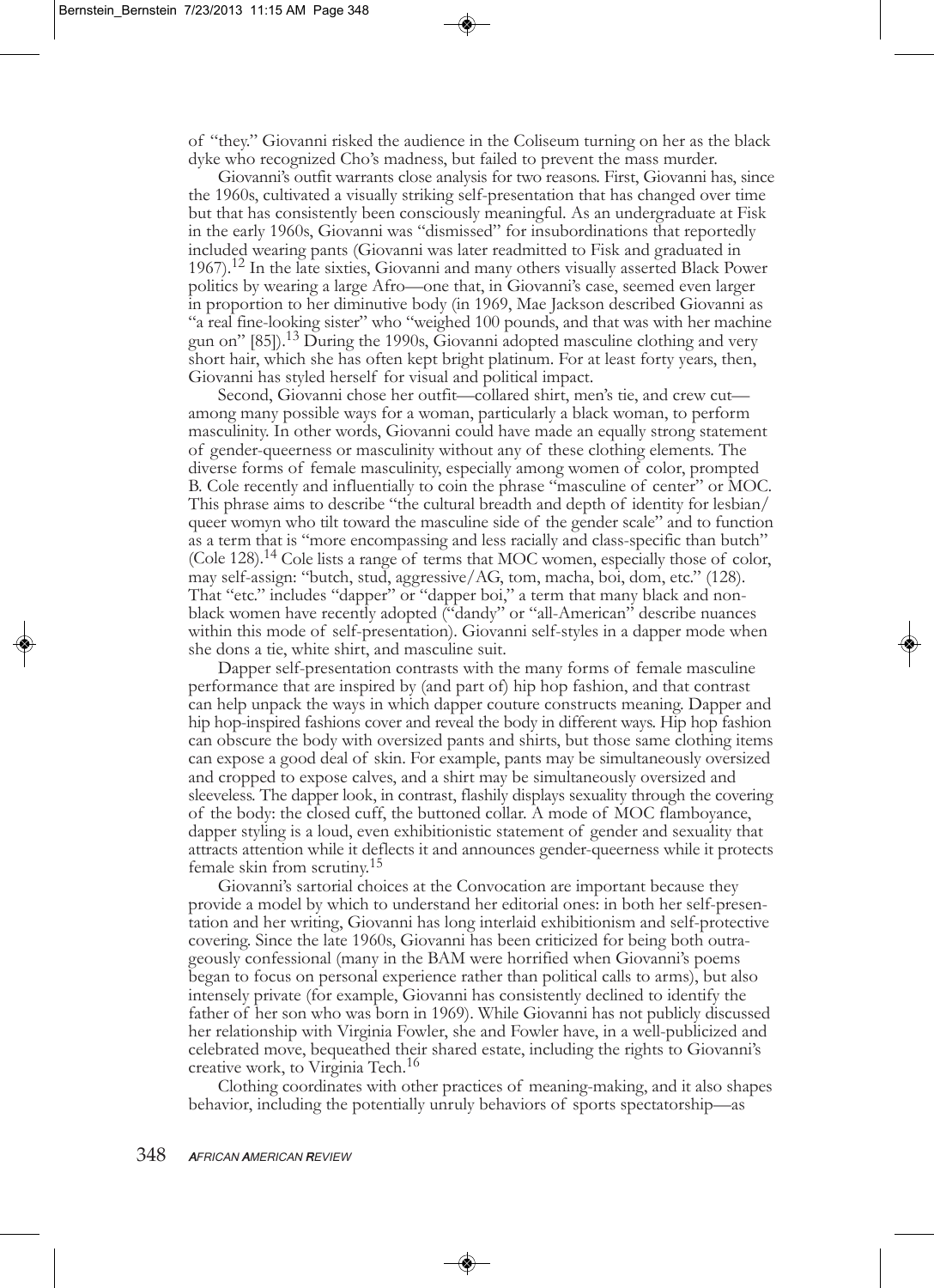of "they." Giovanni risked the audience in the Coliseum turning on her as the black dyke who recognized Cho's madness, but failed to prevent the mass murder.

Giovanni's outfit warrants close analysis for two reasons. First, Giovanni has, since the 1960s, cultivated a visually striking self-presentation that has changed over time but that has consistently been consciously meaningful. As an undergraduate at Fisk in the early 1960s, Giovanni was "dismissed" for insubordinations that reportedly included wearing pants (Giovanni was later readmitted to Fisk and graduated in 1967).[12] In the late sixties, Giovanni and many others visually asserted Black Power politics by wearing a large Afro—one that, in Giovanni's case, seemed even larger in proportion to her diminutive body (in 1969, Mae Jackson described Giovanni as "a real fine-looking sister" who "weighed 100 pounds, and that was with her machine gun on" [85]).[13] During the 1990s, Giovanni adopted masculine clothing and very short hair, which she has often kept bright platinum. For at least forty years, then, Giovanni has styled herself for visual and political impact.

Second, Giovanni chose her outfit—collared shirt, men's tie, and crew cut—among many possible ways for a woman, particularly a black woman, to perform masculinity. In other words, Giovanni could have made an equally strong statement of gender-queerness or masculinity without any of these clothing elements. The diverse forms of female masculinity, especially among women of color, prompted B. Cole recently and influentially to coin the phrase "masculine of center" or MOC. This phrase aims to describe "the cultural breadth and depth of identity for lesbian/queer womyn who tilt toward the masculine side of the gender scale" and to function as a term that is "more encompassing and less racially and class-specific than butch" (Cole 128).[14] Cole lists a range of terms that MOC women, especially those of color, may self-assign: "butch, stud, aggressive/AG, tom, macha, boi, dom, etc." (128). That "etc." includes "dapper" or "dapper boi," a term that many black and non-black women have recently adopted ("dandy" or "all-American" describe nuances within this mode of self-presentation). Giovanni self-styles in a dapper mode when she dons a tie, white shirt, and masculine suit.

Dapper self-presentation contrasts with the many forms of female masculine performance that are inspired by (and part of) hip hop fashion, and that contrast can help unpack the ways in which dapper couture constructs meaning. Dapper and hip hop-inspired fashions cover and reveal the body in different ways. Hip hop fashion can obscure the body with oversized pants and shirts, but those same clothing items can expose a good deal of skin. For example, pants may be simultaneously oversized and cropped to expose calves, and a shirt may be simultaneously oversized and sleeveless. The dapper look, in contrast, flashily displays sexuality through the covering of the body: the closed cuff, the buttoned collar. A mode of MOC flamboyance, dapper styling is a loud, even exhibitionistic statement of gender and sexuality that attracts attention while it deflects it and announces gender-queerness while it protects female skin from scrutiny.[15]

Giovanni's sartorial choices at the Convocation are important because they provide a model by which to understand her editorial ones: in both her self-presentation and her writing, Giovanni has long interlaid exhibitionism and self-protective covering. Since the late 1960s, Giovanni has been criticized for being both outrageously confessional (many in the BAM were horrified when Giovanni's poems began to focus on personal experience rather than political calls to arms), but also intensely private (for example, Giovanni has consistently declined to identify the father of her son who was born in 1969). While Giovanni has not publicly discussed her relationship with Virginia Fowler, she and Fowler have, in a well-publicized and celebrated move, bequeathed their shared estate, including the rights to Giovanni's creative work, to Virginia Tech.[16]

Clothing coordinates with other practices of meaning-making, and it also shapes behavior, including the potentially unruly behaviors of sports spectatorship—as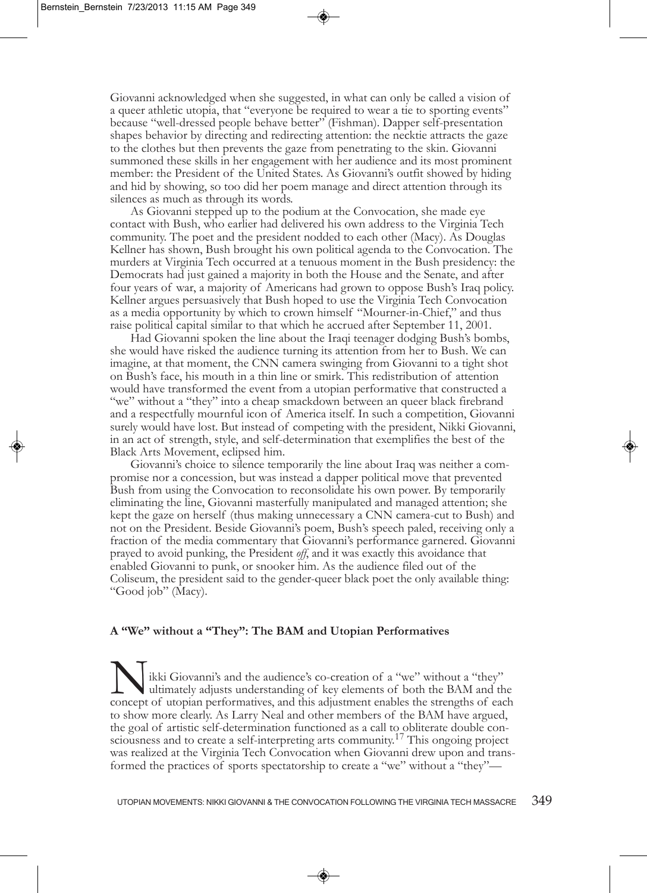Giovanni acknowledged when she suggested, in what can only be called a vision of a queer athletic utopia, that "everyone be required to wear a tie to sporting events" because "well-dressed people behave better" (Fishman). Dapper self-presentation shapes behavior by directing and redirecting attention: the necktie attracts the gaze to the clothes but then prevents the gaze from penetrating to the skin. Giovanni summoned these skills in her engagement with her audience and its most prominent member: the President of the United States. As Giovanni's outfit showed by hiding and hid by showing, so too did her poem manage and direct attention through its silences as much as through its words.

As Giovanni stepped up to the podium at the Convocation, she made eye contact with Bush, who earlier had delivered his own address to the Virginia Tech community. The poet and the president nodded to each other (Macy). As Douglas Kellner has shown, Bush brought his own political agenda to the Convocation. The murders at Virginia Tech occurred at a tenuous moment in the Bush presidency: the Democrats had just gained a majority in both the House and the Senate, and after four years of war, a majority of Americans had grown to oppose Bush's Iraq policy. Kellner argues persuasively that Bush hoped to use the Virginia Tech Convocation as a media opportunity by which to crown himself "Mourner-in-Chief," and thus raise political capital similar to that which he accrued after September 11, 2001.

Had Giovanni spoken the line about the Iraqi teenager dodging Bush's bombs, she would have risked the audience turning its attention from her to Bush. We can imagine, at that moment, the CNN camera swinging from Giovanni to a tight shot on Bush's face, his mouth in a thin line or smirk. This redistribution of attention would have transformed the event from a utopian performative that constructed a "we" without a "they" into a cheap smackdown between an queer black firebrand and a respectfully mournful icon of America itself. In such a competition, Giovanni surely would have lost. But instead of competing with the president, Nikki Giovanni, in an act of strength, style, and self-determination that exemplifies the best of the Black Arts Movement, eclipsed him.

Giovanni's choice to silence temporarily the line about Iraq was neither a compromise nor a concession, but was instead a dapper political move that prevented Bush from using the Convocation to reconsolidate his own power. By temporarily eliminating the line, Giovanni masterfully manipulated and managed attention; she kept the gaze on herself (thus making unnecessary a CNN camera-cut to Bush) and not on the President. Beside Giovanni's poem, Bush's speech paled, receiving only a fraction of the media commentary that Giovanni's performance garnered. Giovanni prayed to avoid punking, the President *off*, and it was exactly this avoidance that enabled Giovanni to punk, or snooker him. As the audience filed out of the Coliseum, the president said to the gender-queer black poet the only available thing: "Good job" (Macy).

## A "We" without a "They": The BAM and Utopian Performatives

Nikki Giovanni's and the audience's co-creation of a "we" without a "they" ultimately adjusts understanding of key elements of both the BAM and the concept of utopian performatives, and this adjustment enables the strengths of each to show more clearly. As Larry Neal and other members of the BAM have argued, the goal of artistic self-determination functioned as a call to obliterate double consciousness and to create a self-interpreting arts community.[17] This ongoing project was realized at the Virginia Tech Convocation when Giovanni drew upon and transformed the practices of sports spectatorship to create a "we" without a "they"—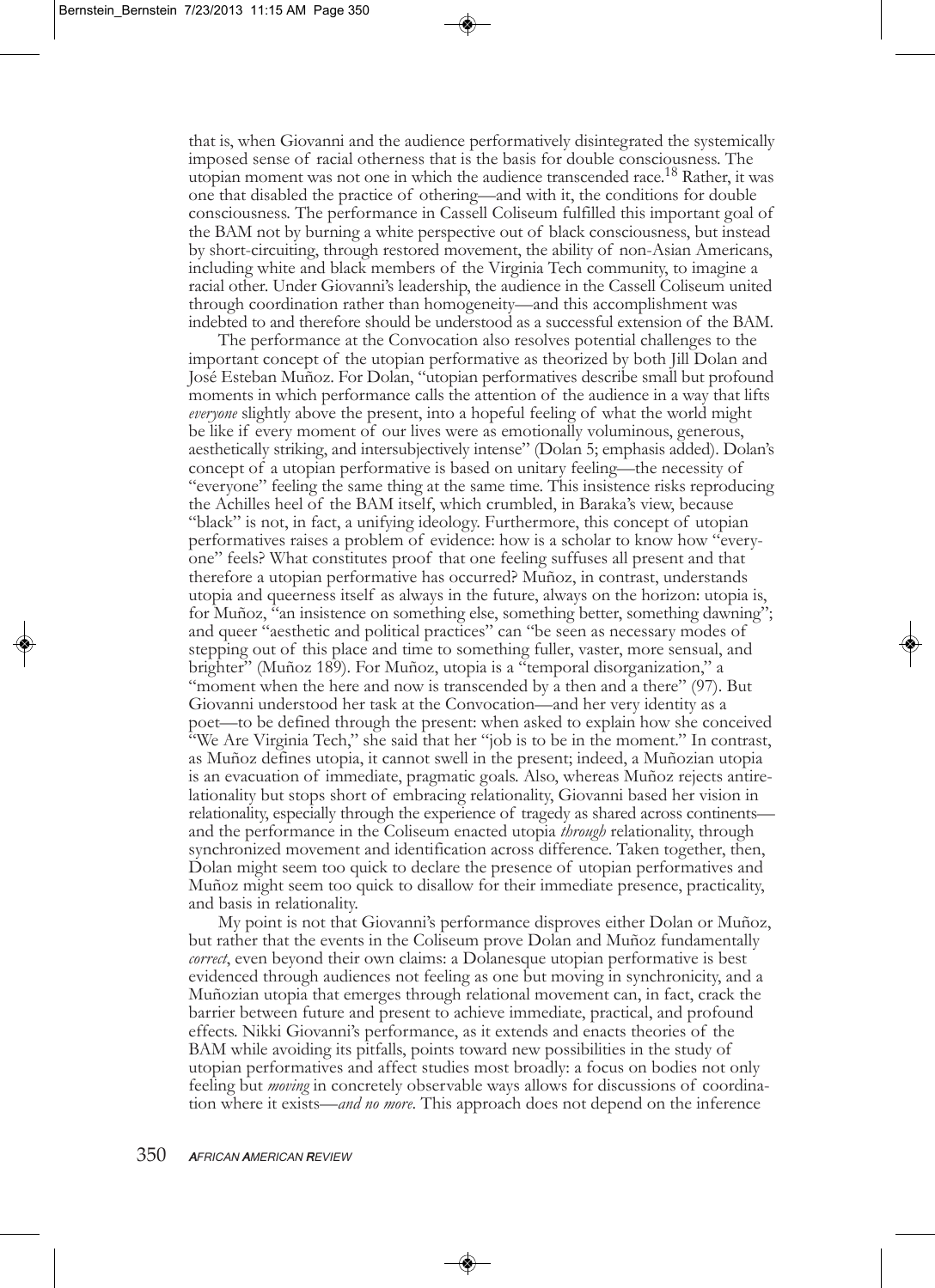that is, when Giovanni and the audience performatively disintegrated the systemically imposed sense of racial otherness that is the basis for double consciousness. The utopian moment was not one in which the audience transcended race.[18] Rather, it was one that disabled the practice of othering—and with it, the conditions for double consciousness. The performance in Cassell Coliseum fulfilled this important goal of the BAM not by burning a white perspective out of black consciousness, but instead by short-circuiting, through restored movement, the ability of non-Asian Americans, including white and black members of the Virginia Tech community, to imagine a racial other. Under Giovanni's leadership, the audience in the Cassell Coliseum united through coordination rather than homogeneity—and this accomplishment was indebted to and therefore should be understood as a successful extension of the BAM.

The performance at the Convocation also resolves potential challenges to the important concept of the utopian performative as theorized by both Jill Dolan and José Esteban Muñoz. For Dolan, "utopian performatives describe small but profound moments in which performance calls the attention of the audience in a way that lifts *everyone* slightly above the present, into a hopeful feeling of what the world might be like if every moment of our lives were as emotionally voluminous, generous, aesthetically striking, and intersubjectively intense" (Dolan 5; emphasis added). Dolan's concept of a utopian performative is based on unitary feeling—the necessity of "everyone" feeling the same thing at the same time. This insistence risks reproducing the Achilles heel of the BAM itself, which crumbled, in Baraka's view, because "black" is not, in fact, a unifying ideology. Furthermore, this concept of utopian performatives raises a problem of evidence: how is a scholar to know how "everyone" feels? What constitutes proof that one feeling suffuses all present and that therefore a utopian performative has occurred? Muñoz, in contrast, understands utopia and queerness itself as always in the future, always on the horizon: utopia is, for Muñoz, "an insistence on something else, something better, something dawning"; and queer "aesthetic and political practices" can "be seen as necessary modes of stepping out of this place and time to something fuller, vaster, more sensual, and brighter" (Muñoz 189). For Muñoz, utopia is a "temporal disorganization," a "moment when the here and now is transcended by a then and a there" (97). But Giovanni understood her task at the Convocation—and her very identity as a poet—to be defined through the present: when asked to explain how she conceived "We Are Virginia Tech," she said that her "job is to be in the moment." In contrast, as Muñoz defines utopia, it cannot swell in the present; indeed, a Muñozian utopia is an evacuation of immediate, pragmatic goals. Also, whereas Muñoz rejects antirelationality but stops short of embracing relationality, Giovanni based her vision in relationality, especially through the experience of tragedy as shared across continents—and the performance in the Coliseum enacted utopia *through* relationality, through synchronized movement and identification across difference. Taken together, then, Dolan might seem too quick to declare the presence of utopian performatives and Muñoz might seem too quick to disallow for their immediate presence, practicality, and basis in relationality.

My point is not that Giovanni's performance disproves either Dolan or Muñoz, but rather that the events in the Coliseum prove Dolan and Muñoz fundamentally *correct*, even beyond their own claims: a Dolanesque utopian performative is best evidenced through audiences not feeling as one but moving in synchronicity, and a Muñozian utopia that emerges through relational movement can, in fact, crack the barrier between future and present to achieve immediate, practical, and profound effects. Nikki Giovanni's performance, as it extends and enacts theories of the BAM while avoiding its pitfalls, points toward new possibilities in the study of utopian performatives and affect studies most broadly: a focus on bodies not only feeling but *moving* in concretely observable ways allows for discussions of coordination where it exists—*and no more*. This approach does not depend on the inference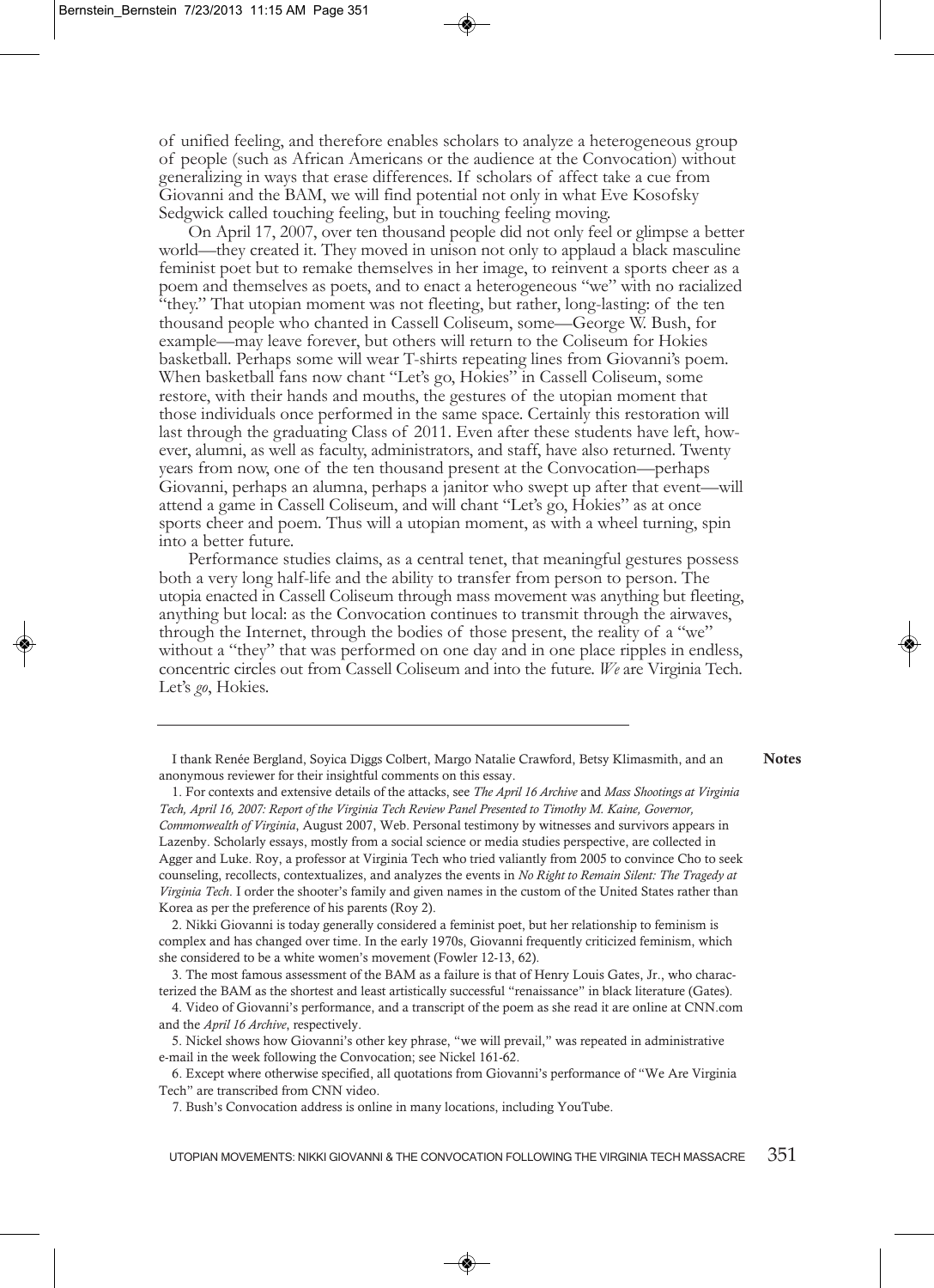of unified feeling, and therefore enables scholars to analyze a heterogeneous group of people (such as African Americans or the audience at the Convocation) without generalizing in ways that erase differences. If scholars of affect take a cue from Giovanni and the BAM, we will find potential not only in what Eve Kosofsky Sedgwick called touching feeling, but in touching feeling moving.

On April 17, 2007, over ten thousand people did not only feel or glimpse a better world—they created it. They moved in unison not only to applaud a black masculine feminist poet but to remake themselves in her image, to reinvent a sports cheer as a poem and themselves as poets, and to enact a heterogeneous "we" with no racialized "they." That utopian moment was not fleeting, but rather, long-lasting: of the ten thousand people who chanted in Cassell Coliseum, some—George W. Bush, for example—may leave forever, but others will return to the Coliseum for Hokies basketball. Perhaps some will wear T-shirts repeating lines from Giovanni's poem. When basketball fans now chant "Let's go, Hokies" in Cassell Coliseum, some restore, with their hands and mouths, the gestures of the utopian moment that those individuals once performed in the same space. Certainly this restoration will last through the graduating Class of 2011. Even after these students have left, however, alumni, as well as faculty, administrators, and staff, have also returned. Twenty years from now, one of the ten thousand present at the Convocation—perhaps Giovanni, perhaps an alumna, perhaps a janitor who swept up after that event—will attend a game in Cassell Coliseum, and will chant "Let's go, Hokies" as at once sports cheer and poem. Thus will a utopian moment, as with a wheel turning, spin into a better future.

Performance studies claims, as a central tenet, that meaningful gestures possess both a very long half-life and the ability to transfer from person to person. The utopia enacted in Cassell Coliseum through mass movement was anything but fleeting, anything but local: as the Convocation continues to transmit through the airwaves, through the Internet, through the bodies of those present, the reality of a "we" without a "they" that was performed on one day and in one place ripples in endless, concentric circles out from Cassell Coliseum and into the future. *We* are Virginia Tech. Let's *go*, Hokies.

---

## Notes

I thank Renée Bergland, Soyica Diggs Colbert, Margo Natalie Crawford, Betsy Klimasmith, and an anonymous reviewer for their insightful comments on this essay.

1. For contexts and extensive details of the attacks, see *The April 16 Archive* and *Mass Shootings at Virginia Tech, April 16, 2007: Report of the Virginia Tech Review Panel Presented to Timothy M. Kaine, Governor, Commonwealth of Virginia*, August 2007, Web. Personal testimony by witnesses and survivors appears in Lazenby. Scholarly essays, mostly from a social science or media studies perspective, are collected in Agger and Luke. Roy, a professor at Virginia Tech who tried valiantly from 2005 to convince Cho to seek counseling, recollects, contextualizes, and analyzes the events in *No Right to Remain Silent: The Tragedy at Virginia Tech*. I order the shooter's family and given names in the custom of the United States rather than Korea as per the preference of his parents (Roy 2).

2. Nikki Giovanni is today generally considered a feminist poet, but her relationship to feminism is complex and has changed over time. In the early 1970s, Giovanni frequently criticized feminism, which she considered to be a white women's movement (Fowler 12-13, 62).

3. The most famous assessment of the BAM as a failure is that of Henry Louis Gates, Jr., who characterized the BAM as the shortest and least artistically successful "renaissance" in black literature (Gates).

4. Video of Giovanni's performance, and a transcript of the poem as she read it are online at CNN.com and the *April 16 Archive*, respectively.

5. Nickel shows how Giovanni's other key phrase, "we will prevail," was repeated in administrative e-mail in the week following the Convocation; see Nickel 161-62.

6. Except where otherwise specified, all quotations from Giovanni's performance of "We Are Virginia Tech" are transcribed from CNN video.

7. Bush's Convocation address is online in many locations, including YouTube.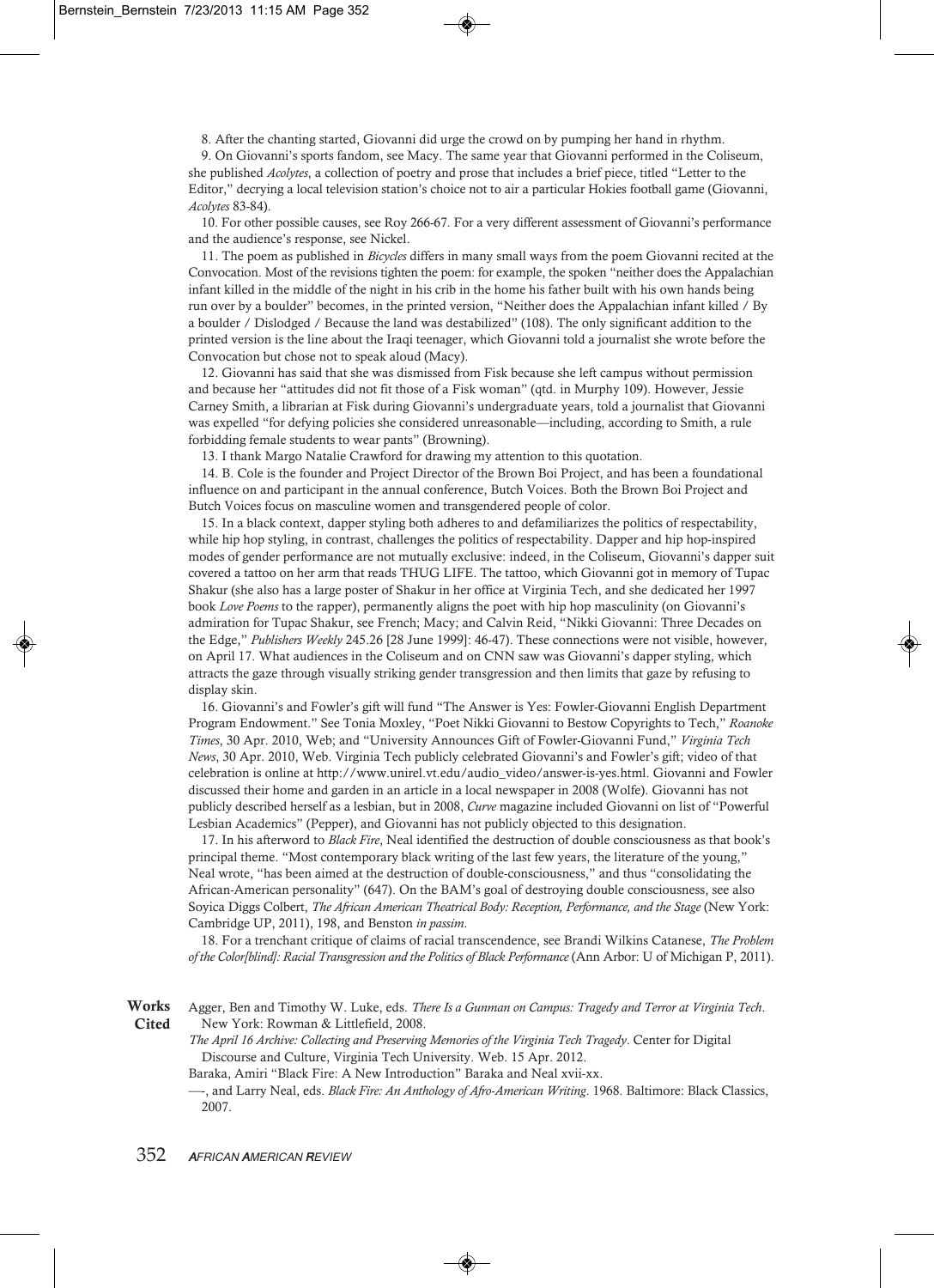8. After the chanting started, Giovanni did urge the crowd on by pumping her hand in rhythm.

9. On Giovanni's sports fandom, see Macy. The same year that Giovanni performed in the Coliseum, she published *Acolytes*, a collection of poetry and prose that includes a brief piece, titled "Letter to the Editor," decrying a local television station's choice not to air a particular Hokies football game (Giovanni, *Acolytes* 83-84).

10. For other possible causes, see Roy 266-67. For a very different assessment of Giovanni's performance and the audience's response, see Nickel.

11. The poem as published in *Bicycles* differs in many small ways from the poem Giovanni recited at the Convocation. Most of the revisions tighten the poem: for example, the spoken "neither does the Appalachian infant killed in the middle of the night in his crib in the home his father built with his own hands being run over by a boulder" becomes, in the printed version, "Neither does the Appalachian infant killed / By a boulder / Dislodged / Because the land was destabilized" (108). The only significant addition to the printed version is the line about the Iraqi teenager, which Giovanni told a journalist she wrote before the Convocation but chose not to speak aloud (Macy).

12. Giovanni has said that she was dismissed from Fisk because she left campus without permission and because her "attitudes did not fit those of a Fisk woman" (qtd. in Murphy 109). However, Jessie Carney Smith, a librarian at Fisk during Giovanni's undergraduate years, told a journalist that Giovanni was expelled "for defying policies she considered unreasonable—including, according to Smith, a rule forbidding female students to wear pants" (Browning).

13. I thank Margo Natalie Crawford for drawing my attention to this quotation.

14. B. Cole is the founder and Project Director of the Brown Boi Project, and has been a foundational influence on and participant in the annual conference, Butch Voices. Both the Brown Boi Project and Butch Voices focus on masculine women and transgendered people of color.

15. In a black context, dapper styling both adheres to and defamiliarizes the politics of respectability, while hip hop styling, in contrast, challenges the politics of respectability. Dapper and hip hop-inspired modes of gender performance are not mutually exclusive: indeed, in the Coliseum, Giovanni's dapper suit covered a tattoo on her arm that reads THUG LIFE. The tattoo, which Giovanni got in memory of Tupac Shakur (she also has a large poster of Shakur in her office at Virginia Tech, and she dedicated her 1997 book *Love Poems* to the rapper), permanently aligns the poet with hip hop masculinity (on Giovanni's admiration for Tupac Shakur, see French; Macy; and Calvin Reid, "Nikki Giovanni: Three Decades on the Edge," *Publishers Weekly* 245.26 [28 June 1999]: 46-47). These connections were not visible, however, on April 17. What audiences in the Coliseum and on CNN saw was Giovanni's dapper styling, which attracts the gaze through visually striking gender transgression and then limits that gaze by refusing to display skin.

16. Giovanni's and Fowler's gift will fund "The Answer is Yes: Fowler-Giovanni English Department Program Endowment." See Tonia Moxley, "Poet Nikki Giovanni to Bestow Copyrights to Tech," *Roanoke Times*, 30 Apr. 2010, Web; and "University Announces Gift of Fowler-Giovanni Fund," *Virginia Tech News*, 30 Apr. 2010, Web. Virginia Tech publicly celebrated Giovanni's and Fowler's gift; video of that celebration is online at http://www.unirel.vt.edu/audio_video/answer-is-yes.html. Giovanni and Fowler discussed their home and garden in an article in a local newspaper in 2008 (Wolfe). Giovanni has not publicly described herself as a lesbian, but in 2008, *Curve* magazine included Giovanni on list of "Powerful Lesbian Academics" (Pepper), and Giovanni has not publicly objected to this designation.

17. In his afterword to *Black Fire*, Neal identified the destruction of double consciousness as that book's principal theme. "Most contemporary black writing of the last few years, the literature of the young," Neal wrote, "has been aimed at the destruction of double-consciousness," and thus "consolidating the African-American personality" (647). On the BAM's goal of destroying double consciousness, see also Soyica Diggs Colbert, *The African American Theatrical Body: Reception, Performance, and the Stage* (New York: Cambridge UP, 2011), 198, and Benston *in passim*.

18. For a trenchant critique of claims of racial transcendence, see Brandi Wilkins Catanese, *The Problem of the Color[blind]: Racial Transgression and the Politics of Black Performance* (Ann Arbor: U of Michigan P, 2011).

## Works Cited

Agger, Ben and Timothy W. Luke, eds. *There Is a Gunman on Campus: Tragedy and Terror at Virginia Tech*. New York: Rowman & Littlefield, 2008.

*The April 16 Archive: Collecting and Preserving Memories of the Virginia Tech Tragedy*. Center for Digital Discourse and Culture, Virginia Tech University. Web. 15 Apr. 2012.

Baraka, Amiri "Black Fire: A New Introduction" Baraka and Neal xvii-xx.

—-, and Larry Neal, eds. *Black Fire: An Anthology of Afro-American Writing*. 1968. Baltimore: Black Classics, 2007.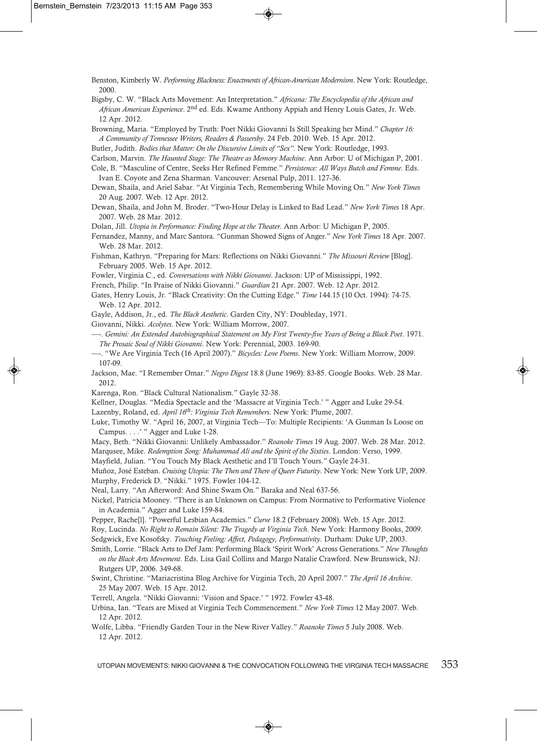Benston, Kimberly W. *Performing Blackness: Enactments of African-American Modernism*. New York: Routledge, 2000.

Bigsby, C. W. "Black Arts Movement: An Interpretation." *Africana: The Encyclopedia of the African and African American Experience*. 2nd ed. Eds. Kwame Anthony Appiah and Henry Louis Gates, Jr. Web. 12 Apr. 2012.

Browning, Maria. "Employed by Truth: Poet Nikki Giovanni Is Still Speaking her Mind." *Chapter 16: A Community of Tennessee Writers, Readers & Passersby*. 24 Feb. 2010. Web. 15 Apr. 2012.

Butler, Judith. *Bodies that Matter: On the Discursive Limits of "Sex"*. New York: Routledge, 1993.

Carlson, Marvin. *The Haunted Stage: The Theatre as Memory Machine*. Ann Arbor: U of Michigan P, 2001.

Cole, B. "Masculine of Centre, Seeks Her Refined Femme." *Persistence: All Ways Butch and Femme*. Eds. Ivan E. Coyote and Zena Sharman. Vancouver: Arsenal Pulp, 2011. 127-36.

Dewan, Shaila, and Ariel Sabar. "At Virginia Tech, Remembering While Moving On." *New York Times* 20 Aug. 2007. Web. 12 Apr. 2012.

Dewan, Shaila, and John M. Broder. "Two-Hour Delay is Linked to Bad Lead." *New York Times* 18 Apr. 2007. Web. 28 Mar. 2012.

Dolan, Jill. *Utopia in Performance: Finding Hope at the Theater*. Ann Arbor: U Michigan P, 2005.

Fernandez, Manny, and Marc Santora. "Gunman Showed Signs of Anger." *New York Times* 18 Apr. 2007. Web. 28 Mar. 2012.

Fishman, Kathryn. "Preparing for Mars: Reflections on Nikki Giovanni." *The Missouri Review* [Blog]. February 2005. Web. 15 Apr. 2012.

Fowler, Virginia C., ed. *Conversations with Nikki Giovanni*. Jackson: UP of Mississippi, 1992.

French, Philip. "In Praise of Nikki Giovanni." *Guardian* 21 Apr. 2007. Web. 12 Apr. 2012.

Gates, Henry Louis, Jr. "Black Creativity: On the Cutting Edge." *Time* 144.15 (10 Oct. 1994): 74-75. Web. 12 Apr. 2012.

Gayle, Addison, Jr., ed. *The Black Aesthetic*. Garden City, NY: Doubleday, 1971.

Giovanni, Nikki. *Acolytes*. New York: William Morrow, 2007.

—-. *Gemini: An Extended Autobiographical Statement on My First Twenty-five Years of Being a Black Poet*. 1971. *The Prosaic Soul of Nikki Giovanni*. New York: Perennial, 2003. 169-90.

—-. "We Are Virginia Tech (16 April 2007)." *Bicycles: Love Poems*. New York: William Morrow, 2009. 107-09.

Jackson, Mae. "I Remember Omar." *Negro Digest* 18.8 (June 1969): 83-85. Google Books. Web. 28 Mar. 2012.

Karenga, Ron. "Black Cultural Nationalism." Gayle 32-38.

Kellner, Douglas. "Media Spectacle and the 'Massacre at Virginia Tech.' " Agger and Luke 29-54.

Lazenby, Roland, ed. *April 16th: Virginia Tech Remembers*. New York: Plume, 2007.

Luke, Timothy W. "April 16, 2007, at Virginia Tech—To: Multiple Recipients: 'A Gunman Is Loose on Campus. . . .' " Agger and Luke 1-28.

Macy, Beth. "Nikki Giovanni: Unlikely Ambassador." *Roanoke Times* 19 Aug. 2007. Web. 28 Mar. 2012.

Marqusee, Mike. *Redemption Song: Muhammad Ali and the Spirit of the Sixties*. London: Verso, 1999.

Mayfield, Julian. "You Touch My Black Aesthetic and I'll Touch Yours." Gayle 24-31.

Muñoz, José Esteban. *Cruising Utopia: The Then and There of Queer Futurity*. New York: New York UP, 2009.

Murphy, Frederick D. "Nikki." 1975. Fowler 104-12.

Neal, Larry. "An Afterword: And Shine Swam On." Baraka and Neal 637-56.

Nickel, Patricia Mooney. "There is an Unknown on Campus: From Normative to Performative Violence in Academia." Agger and Luke 159-84.

Pepper, Rache[l]. "Powerful Lesbian Academics." *Curve* 18.2 (February 2008). Web. 15 Apr. 2012.

Roy, Lucinda. *No Right to Remain Silent: The Tragedy at Virginia Tech*. New York: Harmony Books, 2009.

Sedgwick, Eve Kosofsky. *Touching Feeling: Affect, Pedagogy, Performativity*. Durham: Duke UP, 2003.

Smith, Lorrie. "Black Arts to Def Jam: Performing Black 'Spirit Work' Across Generations." *New Thoughts on the Black Arts Movement*. Eds. Lisa Gail Collins and Margo Natalie Crawford. New Brunswick, NJ: Rutgers UP, 2006. 349-68.

Swint, Christine. "Mariacristina Blog Archive for Virginia Tech, 20 April 2007." *The April 16 Archive*. 25 May 2007. Web. 15 Apr. 2012.

Terrell, Angela. "Nikki Giovanni: 'Vision and Space.' " 1972. Fowler 43-48.

Urbina, Ian. "Tears are Mixed at Virginia Tech Commencement." *New York Times* 12 May 2007. Web. 12 Apr. 2012.

Wolfe, Libba. "Friendly Garden Tour in the New River Valley." *Roanoke Times* 5 July 2008. Web. 12 Apr. 2012.